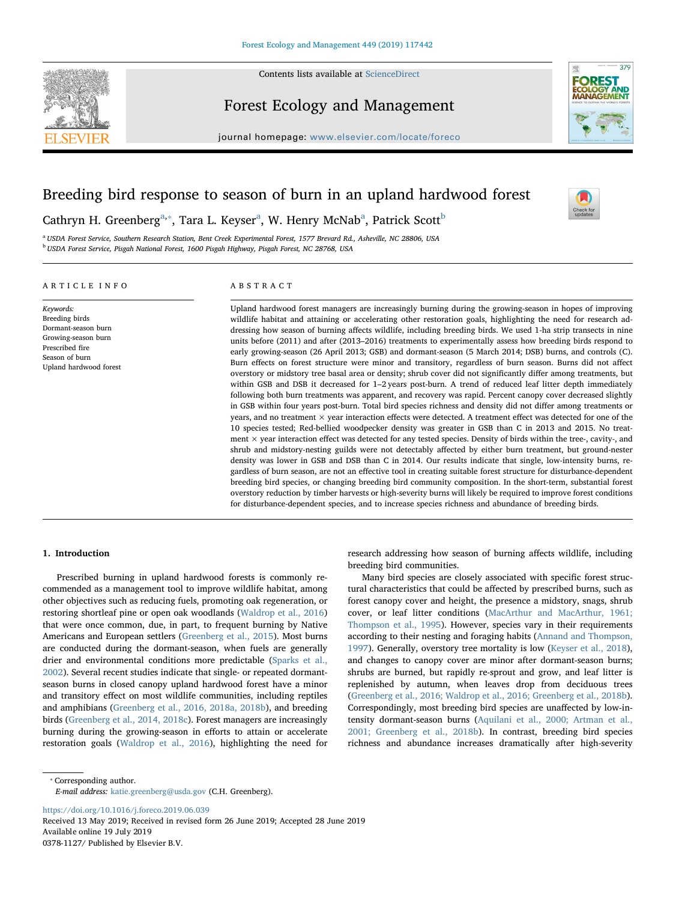# Breeding bird response to season of burn in an upland hardwood forest

Cathryn H. Greenberg[a,*], Tara L. Keyser[a], W. Henry McNab[a], Patrick Scott[b]

[a] USDA Forest Service, Southern Research Station, Bent Creek Experimental Forest, 1577 Brevard Rd., Asheville, NC 28806, USA
[b] USDA Forest Service, Pisgah National Forest, 1600 Pisgah Highway, Pisgah Forest, NC 28768, USA

## ARTICLE INFO

*Keywords:*
Breeding birds
Dormant-season burn
Growing-season burn
Prescribed fire
Season of burn
Upland hardwood forest

## ABSTRACT

Upland hardwood forest managers are increasingly burning during the growing-season in hopes of improving wildlife habitat and attaining or accelerating other restoration goals, highlighting the need for research addressing how season of burning affects wildlife, including breeding birds. We used 1-ha strip transects in nine units before (2011) and after (2013–2016) treatments to experimentally assess how breeding birds respond to early growing-season (26 April 2013; GSB) and dormant-season (5 March 2014; DSB) burns, and controls (C). Burn effects on forest structure were minor and transitory, regardless of burn season. Burns did not affect overstory or midstory tree basal area or density; shrub cover did not significantly differ among treatments, but within GSB and DSB it decreased for 1–2 years post-burn. A trend of reduced leaf litter depth immediately following both burn treatments was apparent, and recovery was rapid. Percent canopy cover decreased slightly in GSB within four years post-burn. Total bird species richness and density did not differ among treatments or years, and no treatment × year interaction effects were detected. A treatment effect was detected for one of the 10 species tested; Red-bellied woodpecker density was greater in GSB than C in 2013 and 2015. No treatment × year interaction effect was detected for any tested species. Density of birds within the tree-, cavity-, and shrub and midstory-nesting guilds were not detectably affected by either burn treatment, but ground-nester density was lower in GSB and DSB than C in 2014. Our results indicate that single, low-intensity burns, regardless of burn season, are not an effective tool in creating suitable forest structure for disturbance-dependent breeding bird species, or changing breeding bird community composition. In the short-term, substantial forest overstory reduction by timber harvests or high-severity burns will likely be required to improve forest conditions for disturbance-dependent species, and to increase species richness and abundance of breeding birds.

## 1. Introduction

Prescribed burning in upland hardwood forests is commonly recommended as a management tool to improve wildlife habitat, among other objectives such as reducing fuels, promoting oak regeneration, or restoring shortleaf pine or open oak woodlands (Waldrop et al., 2016) that were once common, due, in part, to frequent burning by Native Americans and European settlers (Greenberg et al., 2015). Most burns are conducted during the dormant-season, when fuels are generally drier and environmental conditions more predictable (Sparks et al., 2002). Several recent studies indicate that single- or repeated dormant-season burns in closed canopy upland hardwood forest have a minor and transitory effect on most wildlife communities, including reptiles and amphibians (Greenberg et al., 2016, 2018a, 2018b), and breeding birds (Greenberg et al., 2014, 2018c). Forest managers are increasingly burning during the growing-season in efforts to attain or accelerate restoration goals (Waldrop et al., 2016), highlighting the need for research addressing how season of burning affects wildlife, including breeding bird communities.

Many bird species are closely associated with specific forest structural characteristics that could be affected by prescribed burns, such as forest canopy cover and height, the presence a midstory, snags, shrub cover, or leaf litter conditions (MacArthur and MacArthur, 1961; Thompson et al., 1995). However, species vary in their requirements according to their nesting and foraging habits (Annand and Thompson, 1997). Generally, overstory tree mortality is low (Keyser et al., 2018), and changes to canopy cover are minor after dormant-season burns; shrubs are burned, but rapidly re-sprout and grow, and leaf litter is replenished by autumn, when leaves drop from deciduous trees (Greenberg et al., 2016; Waldrop et al., 2016; Greenberg et al., 2018b). Correspondingly, most breeding bird species are unaffected by low-intensity dormant-season burns (Aquilani et al., 2000; Artman et al., 2001; Greenberg et al., 2018b). In contrast, breeding bird species richness and abundance increases dramatically after high-severity

* Corresponding author.
*E-mail address:* katie.greenberg@usda.gov (C.H. Greenberg).

https://doi.org/10.1016/j.foreco.2019.06.039
Received 13 May 2019; Received in revised form 26 June 2019; Accepted 28 June 2019
Available online 19 July 2019
0378-1127/ Published by Elsevier B.V.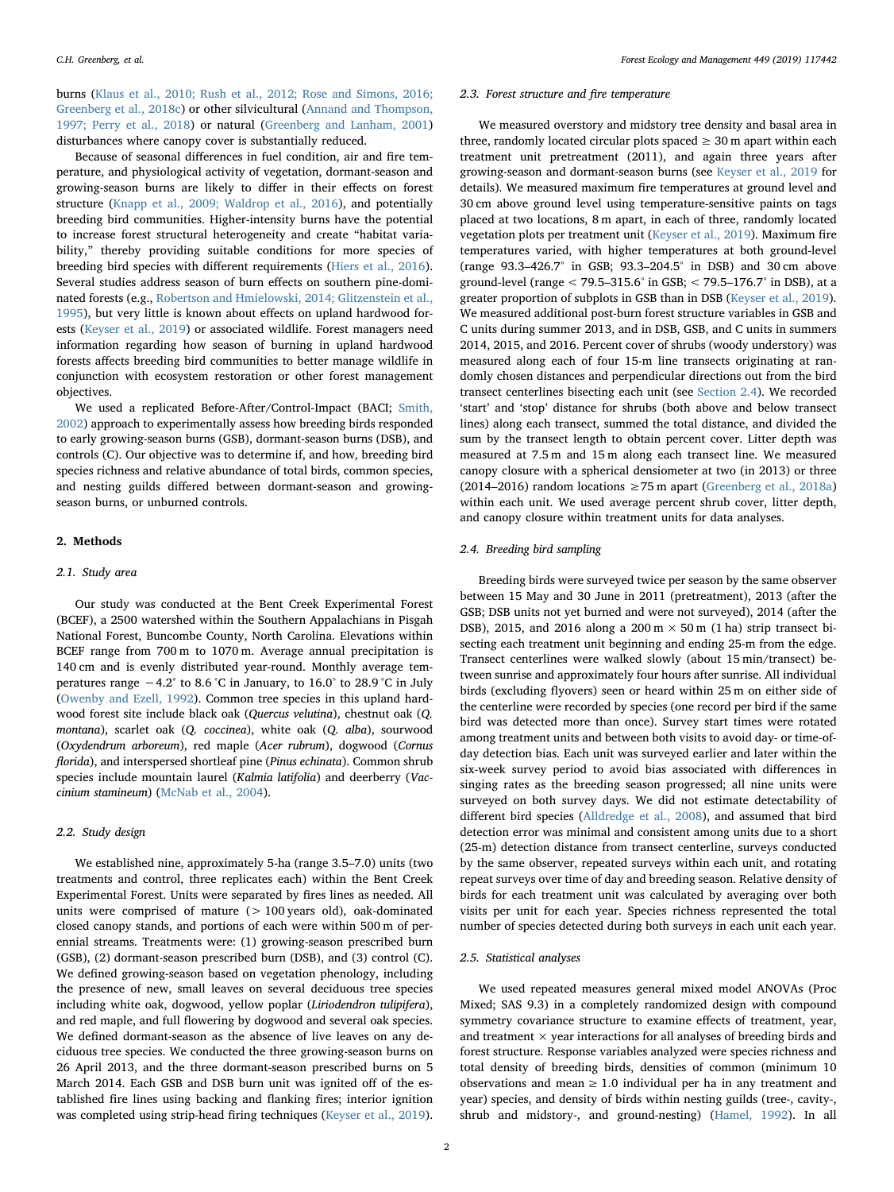burns (Klaus et al., 2010; Rush et al., 2012; Rose and Simons, 2016; Greenberg et al., 2018c) or other silvicultural (Annand and Thompson, 1997; Perry et al., 2018) or natural (Greenberg and Lanham, 2001) disturbances where canopy cover is substantially reduced.

Because of seasonal differences in fuel condition, air and fire temperature, and physiological activity of vegetation, dormant-season and growing-season burns are likely to differ in their effects on forest structure (Knapp et al., 2009; Waldrop et al., 2016), and potentially breeding bird communities. Higher-intensity burns have the potential to increase forest structural heterogeneity and create "habitat variability," thereby providing suitable conditions for more species of breeding bird species with different requirements (Hiers et al., 2016). Several studies address season of burn effects on southern pine-dominated forests (e.g., Robertson and Hmielowski, 2014; Glitzenstein et al., 1995), but very little is known about effects on upland hardwood forests (Keyser et al., 2019) or associated wildlife. Forest managers need information regarding how season of burning in upland hardwood forests affects breeding bird communities to better manage wildlife in conjunction with ecosystem restoration or other forest management objectives.

We used a replicated Before-After/Control-Impact (BACI; Smith, 2002) approach to experimentally assess how breeding birds responded to early growing-season burns (GSB), dormant-season burns (DSB), and controls (C). Our objective was to determine if, and how, breeding bird species richness and relative abundance of total birds, common species, and nesting guilds differed between dormant-season and growing-season burns, or unburned controls.

## 2. Methods

### 2.1. Study area

Our study was conducted at the Bent Creek Experimental Forest (BCEF), a 2500 watershed within the Southern Appalachians in Pisgah National Forest, Buncombe County, North Carolina. Elevations within BCEF range from 700 m to 1070 m. Average annual precipitation is 140 cm and is evenly distributed year-round. Monthly average temperatures range −4.2° to 8.6 °C in January, to 16.0° to 28.9 °C in July (Owenby and Ezell, 1992). Common tree species in this upland hardwood forest site include black oak (*Quercus velutina*), chestnut oak (*Q. montana*), scarlet oak (*Q. coccinea*), white oak (*Q. alba*), sourwood (*Oxydendrum arboreum*), red maple (*Acer rubrum*), dogwood (*Cornus florida*), and interspersed shortleaf pine (*Pinus echinata*). Common shrub species include mountain laurel (*Kalmia latifolia*) and deerberry (*Vaccinium stamineum*) (McNab et al., 2004).

### 2.2. Study design

We established nine, approximately 5-ha (range 3.5–7.0) units (two treatments and control, three replicates each) within the Bent Creek Experimental Forest. Units were separated by fires lines as needed. All units were comprised of mature (> 100 years old), oak-dominated closed canopy stands, and portions of each were within 500 m of perennial streams. Treatments were: (1) growing-season prescribed burn (GSB), (2) dormant-season prescribed burn (DSB), and (3) control (C). We defined growing-season based on vegetation phenology, including the presence of new, small leaves on several deciduous tree species including white oak, dogwood, yellow poplar (*Liriodendron tulipifera*), and red maple, and full flowering by dogwood and several oak species. We defined dormant-season as the absence of live leaves on any deciduous tree species. We conducted the three growing-season burns on 26 April 2013, and the three dormant-season prescribed burns on 5 March 2014. Each GSB and DSB burn unit was ignited off of the established fire lines using backing and flanking fires; interior ignition was completed using strip-head firing techniques (Keyser et al., 2019).

### 2.3. Forest structure and fire temperature

We measured overstory and midstory tree density and basal area in three, randomly located circular plots spaced ≥ 30 m apart within each treatment unit pretreatment (2011), and again three years after growing-season and dormant-season burns (see Keyser et al., 2019 for details). We measured maximum fire temperatures at ground level and 30 cm above ground level using temperature-sensitive paints on tags placed at two locations, 8 m apart, in each of three, randomly located vegetation plots per treatment unit (Keyser et al., 2019). Maximum fire temperatures varied, with higher temperatures at both ground-level (range 93.3–426.7° in GSB; 93.3–204.5° in DSB) and 30 cm above ground-level (range < 79.5–315.6° in GSB; < 79.5–176.7° in DSB), at a greater proportion of subplots in GSB than in DSB (Keyser et al., 2019). We measured additional post-burn forest structure variables in GSB and C units during summer 2013, and in DSB, GSB, and C units in summers 2014, 2015, and 2016. Percent cover of shrubs (woody understory) was measured along each of four 15-m line transects originating at randomly chosen distances and perpendicular directions out from the bird transect centerlines bisecting each unit (see Section 2.4). We recorded 'start' and 'stop' distance for shrubs (both above and below transect lines) along each transect, summed the total distance, and divided the sum by the transect length to obtain percent cover. Litter depth was measured at 7.5 m and 15 m along each transect line. We measured canopy closure with a spherical densiometer at two (in 2013) or three (2014–2016) random locations ≥75 m apart (Greenberg et al., 2018a) within each unit. We used average percent shrub cover, litter depth, and canopy closure within treatment units for data analyses.

### 2.4. Breeding bird sampling

Breeding birds were surveyed twice per season by the same observer between 15 May and 30 June in 2011 (pretreatment), 2013 (after the GSB; DSB units not yet burned and were not surveyed), 2014 (after the DSB), 2015, and 2016 along a 200 m × 50 m (1 ha) strip transect bisecting each treatment unit beginning and ending 25-m from the edge. Transect centerlines were walked slowly (about 15 min/transect) between sunrise and approximately four hours after sunrise. All individual birds (excluding flyovers) seen or heard within 25 m on either side of the centerline were recorded by species (one record per bird if the same bird was detected more than once). Survey start times were rotated among treatment units and between both visits to avoid day- or time-of-day detection bias. Each unit was surveyed earlier and later within the six-week survey period to avoid bias associated with differences in singing rates as the breeding season progressed; all nine units were surveyed on both survey days. We did not estimate detectability of different bird species (Alldredge et al., 2008), and assumed that bird detection error was minimal and consistent among units due to a short (25-m) detection distance from transect centerline, surveys conducted by the same observer, repeated surveys within each unit, and rotating repeat surveys over time of day and breeding season. Relative density of birds for each treatment unit was calculated by averaging over both visits per unit for each year. Species richness represented the total number of species detected during both surveys in each unit each year.

### 2.5. Statistical analyses

We used repeated measures general mixed model ANOVAs (Proc Mixed; SAS 9.3) in a completely randomized design with compound symmetry covariance structure to examine effects of treatment, year, and treatment × year interactions for all analyses of breeding birds and forest structure. Response variables analyzed were species richness and total density of breeding birds, densities of common (minimum 10 observations and mean ≥ 1.0 individual per ha in any treatment and year) species, and density of birds within nesting guilds (tree-, cavity-, shrub and midstory-, and ground-nesting) (Hamel, 1992). In all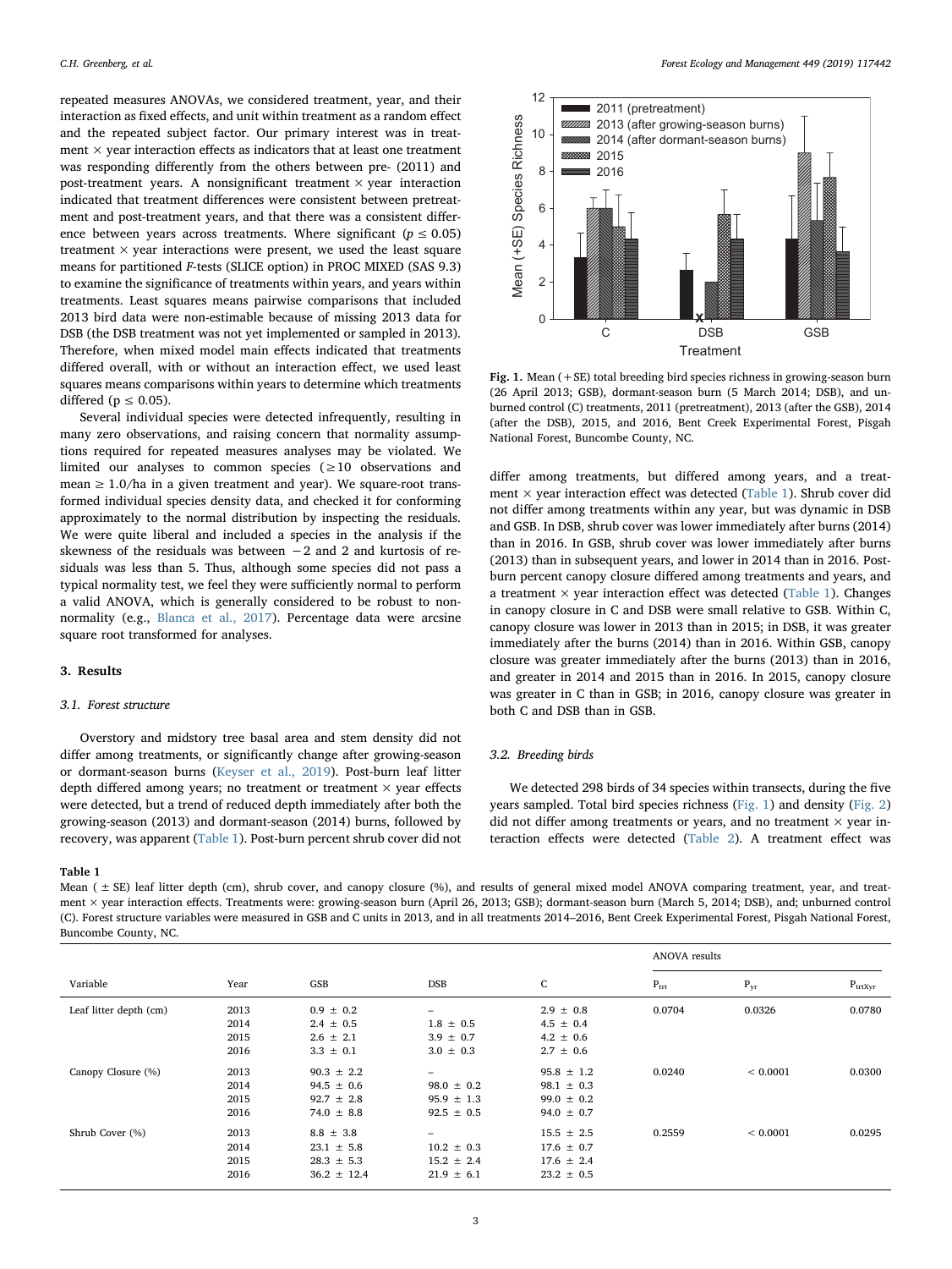repeated measures ANOVAs, we considered treatment, year, and their interaction as fixed effects, and unit within treatment as a random effect and the repeated subject factor. Our primary interest was in treatment × year interaction effects as indicators that at least one treatment was responding differently from the others between pre- (2011) and post-treatment years. A nonsignificant treatment × year interaction indicated that treatment differences were consistent between pretreatment and post-treatment years, and that there was a consistent difference between years across treatments. Where significant ($p \leq 0.05$) treatment × year interactions were present, we used the least square means for partitioned $F$-tests (SLICE option) in PROC MIXED (SAS 9.3) to examine the significance of treatments within years, and years within treatments. Least squares means pairwise comparisons that included 2013 bird data were non-estimable because of missing 2013 data for DSB (the DSB treatment was not yet implemented or sampled in 2013). Therefore, when mixed model main effects indicated that treatments differed overall, with or without an interaction effect, we used least squares means comparisons within years to determine which treatments differed ($p \leq 0.05$).

Several individual species were detected infrequently, resulting in many zero observations, and raising concern that normality assumptions required for repeated measures analyses may be violated. We limited our analyses to common species (≥10 observations and mean ≥ 1.0/ha in a given treatment and year). We square-root transformed individual species density data, and checked it for conforming approximately to the normal distribution by inspecting the residuals. We were quite liberal and included a species in the analysis if the skewness of the residuals was between −2 and 2 and kurtosis of residuals was less than 5. Thus, although some species did not pass a typical normality test, we feel they were sufficiently normal to perform a valid ANOVA, which is generally considered to be robust to non-normality (e.g., Blanca et al., 2017). Percentage data were arcsine square root transformed for analyses.

## 3. Results

### 3.1. Forest structure

Overstory and midstory tree basal area and stem density did not differ among treatments, or significantly change after growing-season or dormant-season burns (Keyser et al., 2019). Post-burn leaf litter depth differed among years; no treatment or treatment × year effects were detected, but a trend of reduced depth immediately after both the growing-season (2013) and dormant-season (2014) burns, followed by recovery, was apparent (Table 1). Post-burn percent shrub cover did not differ among treatments, but differed among years, and a treatment × year interaction effect was detected (Table 1). Shrub cover did not differ among treatments within any year, but was dynamic in DSB and GSB. In DSB, shrub cover was lower immediately after burns (2014) than in 2016. In GSB, shrub cover was lower immediately after burns (2013) than in subsequent years, and lower in 2014 than in 2016. Post-burn percent canopy closure differed among treatments and years, and a treatment × year interaction effect was detected (Table 1). Changes in canopy closure in C and DSB were small relative to GSB. Within C, canopy closure was lower in 2013 than in 2015; in DSB, it was greater immediately after the burns (2014) than in 2016. Within GSB, canopy closure was greater immediately after the burns (2013) than in 2016, and greater in 2014 and 2015 than in 2016. In 2015, canopy closure was greater in C than in GSB; in 2016, canopy closure was greater in both C and DSB than in GSB.

**Fig. 1.** Mean (+SE) total breeding bird species richness in growing-season burn (26 April 2013; GSB), dormant-season burn (5 March 2014; DSB), and unburned control (C) treatments, 2011 (pretreatment), 2013 (after the GSB), 2014 (after the DSB), 2015, and 2016, Bent Creek Experimental Forest, Pisgah National Forest, Buncombe County, NC.

### 3.2. Breeding birds

We detected 298 birds of 34 species within transects, during the five years sampled. Total bird species richness (Fig. 1) and density (Fig. 2) did not differ among treatments or years, and no treatment × year interaction effects were detected (Table 2). A treatment effect was

**Table 1**
Mean (±SE) leaf litter depth (cm), shrub cover, and canopy closure (%), and results of general mixed model ANOVA comparing treatment, year, and treatment × year interaction effects. Treatments were: growing-season burn (April 26, 2013; GSB); dormant-season burn (March 5, 2014; DSB), and; unburned control (C). Forest structure variables were measured in GSB and C units in 2013, and in all treatments 2014–2016, Bent Creek Experimental Forest, Pisgah National Forest, Buncombe County, NC.

| Variable | Year | GSB | DSB | C | ANOVA results | | |
|---|---|---|---|---|---|---|---|
| | | | | | $P_{trt}$ | $P_{yr}$ | $P_{trtXyr}$ |
| Leaf litter depth (cm) | 2013 | 0.9 ± 0.2 | – | 2.9 ± 0.8 | 0.0704 | 0.0326 | 0.0780 |
| | 2014 | 2.4 ± 0.5 | 1.8 ± 0.5 | 4.5 ± 0.4 | | | |
| | 2015 | 2.6 ± 2.1 | 3.9 ± 0.7 | 4.2 ± 0.6 | | | |
| | 2016 | 3.3 ± 0.1 | 3.0 ± 0.3 | 2.7 ± 0.6 | | | |
| Canopy Closure (%) | 2013 | 90.3 ± 2.2 | – | 95.8 ± 1.2 | 0.0240 | < 0.0001 | 0.0300 |
| | 2014 | 94.5 ± 0.6 | 98.0 ± 0.2 | 98.1 ± 0.3 | | | |
| | 2015 | 92.7 ± 2.8 | 95.9 ± 1.3 | 99.0 ± 0.2 | | | |
| | 2016 | 74.0 ± 8.8 | 92.5 ± 0.5 | 94.0 ± 0.7 | | | |
| Shrub Cover (%) | 2013 | 8.8 ± 3.8 | – | 15.5 ± 2.5 | 0.2559 | < 0.0001 | 0.0295 |
| | 2014 | 23.1 ± 5.8 | 10.2 ± 0.3 | 17.6 ± 0.7 | | | |
| | 2015 | 28.3 ± 5.3 | 15.2 ± 2.4 | 17.6 ± 2.4 | | | |
| | 2016 | 36.2 ± 12.4 | 21.9 ± 6.1 | 23.2 ± 0.5 | | | |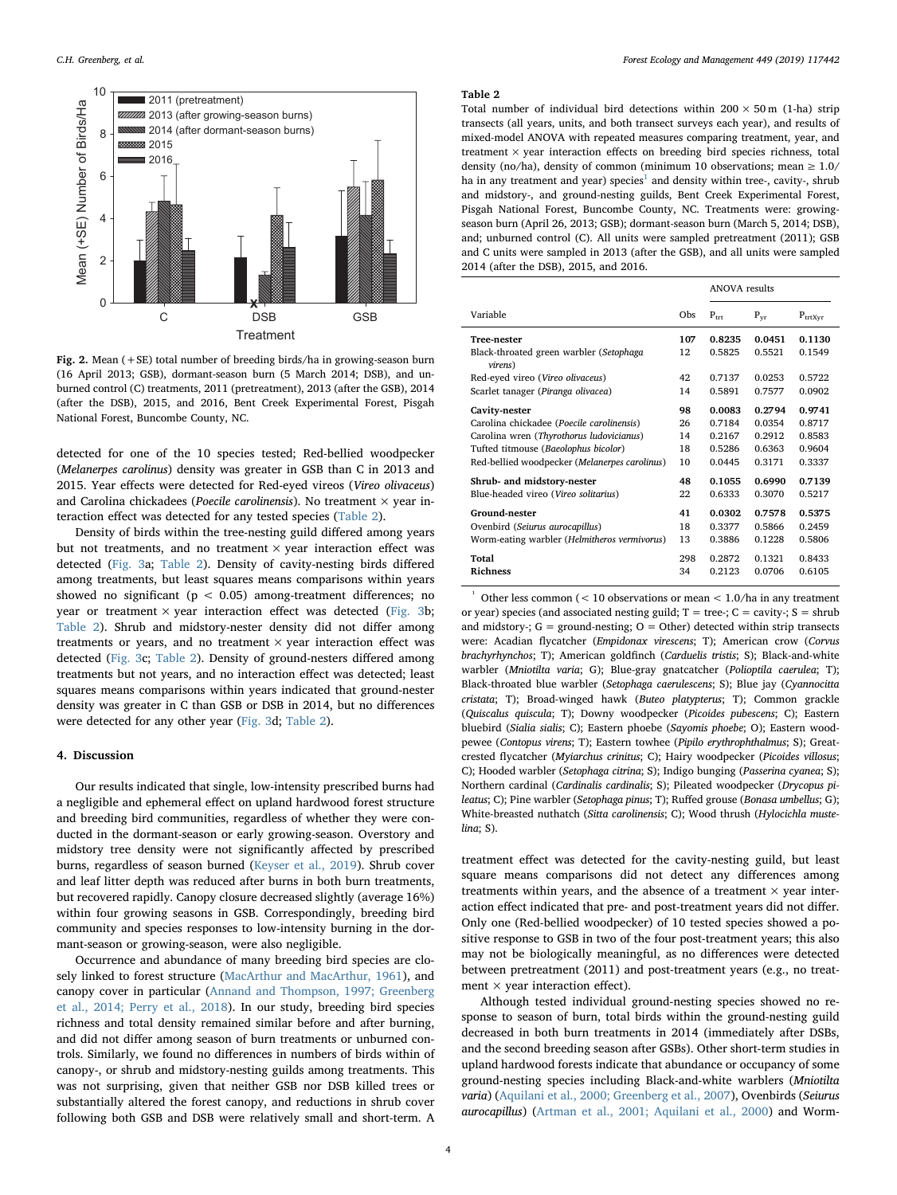**Fig. 2.** Mean (+SE) total number of breeding birds/ha in growing-season burn (16 April 2013; GSB), dormant-season burn (5 March 2014; DSB), and unburned control (C) treatments, 2011 (pretreatment), 2013 (after the GSB), 2014 (after the DSB), 2015, and 2016, Bent Creek Experimental Forest, Pisgah National Forest, Buncombe County, NC.

detected for one of the 10 species tested; Red-bellied woodpecker (*Melanerpes carolinus*) density was greater in GSB than C in 2013 and 2015. Year effects were detected for Red-eyed vireos (*Vireo olivaceus*) and Carolina chickadees (*Poecile carolinensis*). No treatment × year interaction effect was detected for any tested species (Table 2).

Density of birds within the tree-nesting guild differed among years but not treatments, and no treatment × year interaction effect was detected (Fig. 3a; Table 2). Density of cavity-nesting birds differed among treatments, but least squares means comparisons within years showed no significant ($p < 0.05$) among-treatment differences; no year or treatment × year interaction effect was detected (Fig. 3b; Table 2). Shrub and midstory-nester density did not differ among treatments or years, and no treatment × year interaction effect was detected (Fig. 3c; Table 2). Density of ground-nesters differed among treatments but not years, and no interaction effect was detected; least squares means comparisons within years indicated that ground-nester density was greater in C than GSB or DSB in 2014, but no differences were detected for any other year (Fig. 3d; Table 2).

## 4. Discussion

Our results indicated that single, low-intensity prescribed burns had a negligible and ephemeral effect on upland hardwood forest structure and breeding bird communities, regardless of whether they were conducted in the dormant-season or early growing-season. Overstory and midstory tree density were not significantly affected by prescribed burns, regardless of season burned (Keyser et al., 2019). Shrub cover and leaf litter depth was reduced after burns in both burn treatments, but recovered rapidly. Canopy closure decreased slightly (average 16%) within four growing seasons in GSB. Correspondingly, breeding bird community and species responses to low-intensity burning in the dormant-season or growing-season, were also negligible.

Occurrence and abundance of many breeding bird species are closely linked to forest structure (MacArthur and MacArthur, 1961), and canopy cover in particular (Annand and Thompson, 1997; Greenberg et al., 2014; Perry et al., 2018). In our study, breeding bird species richness and total density remained similar before and after burning, and did not differ among season of burn treatments or unburned controls. Similarly, we found no differences in numbers of birds within of canopy-, or shrub and midstory-nesting guilds among treatments. This was not surprising, given that neither GSB nor DSB killed trees or substantially altered the forest canopy, and reductions in shrub cover following both GSB and DSB were relatively small and short-term. A

**Table 2**
Total number of individual bird detections within 200 × 50 m (1-ha) strip transects (all years, units, and both transect surveys each year), and results of mixed-model ANOVA with repeated measures comparing treatment, year, and treatment × year interaction effects on breeding bird species richness, total density (no/ha), density of common (minimum 10 observations; mean ≥ 1.0/ha in any treatment and year) species[1] and density within tree-, cavity-, shrub and midstory-, and ground-nesting guilds, Bent Creek Experimental Forest, Pisgah National Forest, Buncombe County, NC. Treatments were: growing-season burn (April 26, 2013; GSB); dormant-season burn (March 5, 2014; DSB), and; unburned control (C). All units were sampled pretreatment (2011); GSB and C units were sampled in 2013 (after the GSB), and all units were sampled 2014 (after the DSB), 2015, and 2016.

| Variable | Obs | ANOVA results | | |
|---|---|---|---|---|
| | | $P_{trt}$ | $P_{yr}$ | $P_{trtXyr}$ |
| **Tree-nester** | **107** | **0.8235** | **0.0451** | **0.1130** |
| Black-throated green warbler (*Setophaga virens*) | 12 | 0.5825 | 0.5521 | 0.1549 |
| Red-eyed vireo (*Vireo olivaceus*) | 42 | 0.7137 | 0.0253 | 0.5722 |
| Scarlet tanager (*Piranga olivacea*) | 14 | 0.5891 | 0.7577 | 0.0902 |
| **Cavity-nester** | **98** | **0.0083** | **0.2794** | **0.9741** |
| Carolina chickadee (*Poecile carolinensis*) | 26 | 0.7184 | 0.0354 | 0.8717 |
| Carolina wren (*Thyrothorus ludovicianus*) | 14 | 0.2167 | 0.2912 | 0.8583 |
| Tufted titmouse (*Baeolophus bicolor*) | 18 | 0.5286 | 0.6363 | 0.9604 |
| Red-bellied woodpecker (*Melanerpes carolinus*) | 10 | 0.0445 | 0.3171 | 0.3337 |
| **Shrub- and midstory-nester** | **48** | **0.1055** | **0.6990** | **0.7139** |
| Blue-headed vireo (*Vireo solitarius*) | 22 | 0.6333 | 0.3070 | 0.5217 |
| **Ground-nester** | **41** | **0.0302** | **0.7578** | **0.5375** |
| Ovenbird (*Seiurus aurocapillus*) | 18 | 0.3377 | 0.5866 | 0.2459 |
| Worm-eating warbler (*Helmitheros vermivorus*) | 13 | 0.3886 | 0.1228 | 0.5806 |
| **Total** | 298 | 0.2872 | 0.1321 | 0.8433 |
| **Richness** | 34 | 0.2123 | 0.0706 | 0.6105 |

[1] Other less common (< 10 observations or mean < 1.0/ha in any treatment or year) species (and associated nesting guild; T = tree-; C = cavity-; S = shrub and midstory-; G = ground-nesting; O = Other) detected within strip transects were: Acadian flycatcher (*Empidonax virescens*; T); American crow (*Corvus brachyrhynchos*; T); American goldfinch (*Carduelis tristis*; S); Black-and-white warbler (*Mniotilta varia*; G); Blue-gray gnatcatcher (*Polioptila caerulea*; T); Black-throated blue warbler (*Setophaga caerulescens*; S); Blue jay (*Cyannocitta cristata*; T); Broad-winged hawk (*Buteo platypterus*; T); Common grackle (*Quiscalus quiscula*; T); Downy woodpecker (*Picoides pubescens*; C); Eastern bluebird (*Sialia sialis*; C); Eastern phoebe (*Sayomis phoebe*; O); Eastern wood-pewee (*Contopus virens*; T); Eastern towhee (*Pipilo erythrophthalmus*; S); Great-crested flycatcher (*Myiarchus crinitus*; C); Hairy woodpecker (*Picoides villosus*; C); Hooded warbler (*Setophaga citrina*; S); Indigo bunging (*Passerina cyanea*; S); Northern cardinal (*Cardinalis cardinalis*; S); Pileated woodpecker (*Drycopus pileatus*; C); Pine warbler (*Setophaga pinus*; T); Ruffed grouse (*Bonasa umbellus*; G); White-breasted nuthatch (*Sitta carolinensis*; C); Wood thrush (*Hylocichla mustelina*; S).

treatment effect was detected for the cavity-nesting guild, but least square means comparisons did not detect any differences among treatments within years, and the absence of a treatment × year interaction effect indicated that pre- and post-treatment years did not differ. Only one (Red-bellied woodpecker) of 10 tested species showed a positive response to GSB in two of the four post-treatment years; this also may not be biologically meaningful, as no differences were detected between pretreatment (2011) and post-treatment years (e.g., no treatment × year interaction effect).

Although tested individual ground-nesting species showed no response to season of burn, total birds within the ground-nesting guild decreased in both burn treatments in 2014 (immediately after DSBs, and the second breeding season after GSBs). Other short-term studies in upland hardwood forests indicate that abundance or occupancy of some ground-nesting species including Black-and-white warblers (*Mniotilta varia*) (Aquilani et al., 2000; Greenberg et al., 2007), Ovenbirds (*Seiurus aurocapillus*) (Artman et al., 2001; Aquilani et al., 2000) and Worm-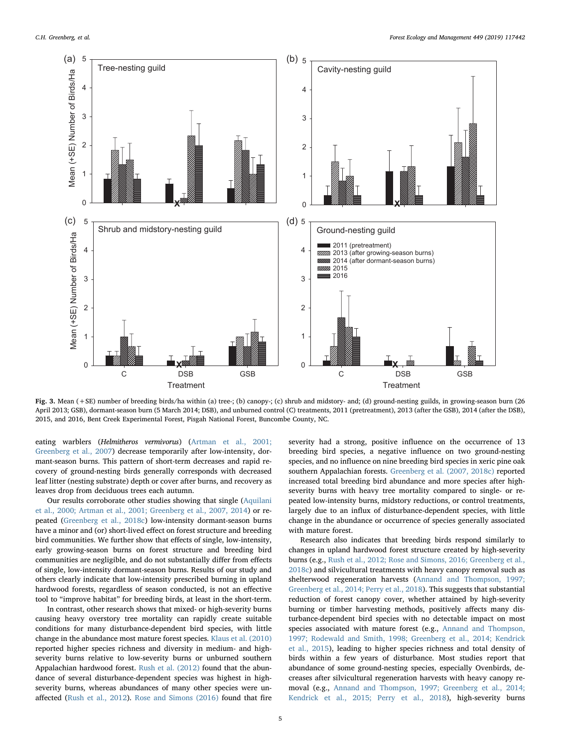**Fig. 3.** Mean (+SE) number of breeding birds/ha within (a) tree-; (b) canopy-; (c) shrub and midstory- and; (d) ground-nesting guilds, in growing-season burn (26 April 2013; GSB), dormant-season burn (5 March 2014; DSB), and unburned control (C) treatments, 2011 (pretreatment), 2013 (after the GSB), 2014 (after the DSB), 2015, and 2016, Bent Creek Experimental Forest, Pisgah National Forest, Buncombe County, NC.

eating warblers (*Helmitheros vermivorus*) (Artman et al., 2001; Greenberg et al., 2007) decrease temporarily after low-intensity, dormant-season burns. This pattern of short-term decreases and rapid recovery of ground-nesting birds generally corresponds with decreased leaf litter (nesting substrate) depth or cover after burns, and recovery as leaves drop from deciduous trees each autumn.

Our results corroborate other studies showing that single (Aquilani et al., 2000; Artman et al., 2001; Greenberg et al., 2007, 2014) or repeated (Greenberg et al., 2018c) low-intensity dormant-season burns have a minor and (or) short-lived effect on forest structure and breeding bird communities. We further show that effects of single, low-intensity, early growing-season burns on forest structure and breeding bird communities are negligible, and do not substantially differ from effects of single, low-intensity dormant-season burns. Results of our study and others clearly indicate that low-intensity prescribed burning in upland hardwood forests, regardless of season conducted, is not an effective tool to "improve habitat" for breeding birds, at least in the short-term.

In contrast, other research shows that mixed- or high-severity burns causing heavy overstory tree mortality can rapidly create suitable conditions for many disturbance-dependent bird species, with little change in the abundance most mature forest species. Klaus et al. (2010) reported higher species richness and diversity in medium- and high-severity burns relative to low-severity burns or unburned southern Appalachian hardwood forest. Rush et al. (2012) found that the abundance of several disturbance-dependent species was highest in high-severity burns, whereas abundances of many other species were unaffected (Rush et al., 2012). Rose and Simons (2016) found that fire severity had a strong, positive influence on the occurrence of 13 breeding bird species, a negative influence on two ground-nesting species, and no influence on nine breeding bird species in xeric pine oak southern Appalachian forests. Greenberg et al. (2007, 2018c) reported increased total breeding bird abundance and more species after high-severity burns with heavy tree mortality compared to single- or repeated low-intensity burns, midstory reductions, or control treatments, largely due to an influx of disturbance-dependent species, with little change in the abundance or occurrence of species generally associated with mature forest.

Research also indicates that breeding birds respond similarly to changes in upland hardwood forest structure created by high-severity burns (e.g., Rush et al., 2012; Rose and Simons, 2016; Greenberg et al., 2018c) and silvicultural treatments with heavy canopy removal such as shelterwood regeneration harvests (Annand and Thompson, 1997; Greenberg et al., 2014; Perry et al., 2018). This suggests that substantial reduction of forest canopy cover, whether attained by high-severity burning or timber harvesting methods, positively affects many disturbance-dependent bird species with no detectable impact on most species associated with mature forest (e.g., Annand and Thompson, 1997; Rodewald and Smith, 1998; Greenberg et al., 2014; Kendrick et al., 2015), leading to higher species richness and total density of birds within a few years of disturbance. Most studies report that abundance of some ground-nesting species, especially Ovenbirds, decreases after silvicultural regeneration harvests with heavy canopy removal (e.g., Annand and Thompson, 1997; Greenberg et al., 2014; Kendrick et al., 2015; Perry et al., 2018), high-severity burns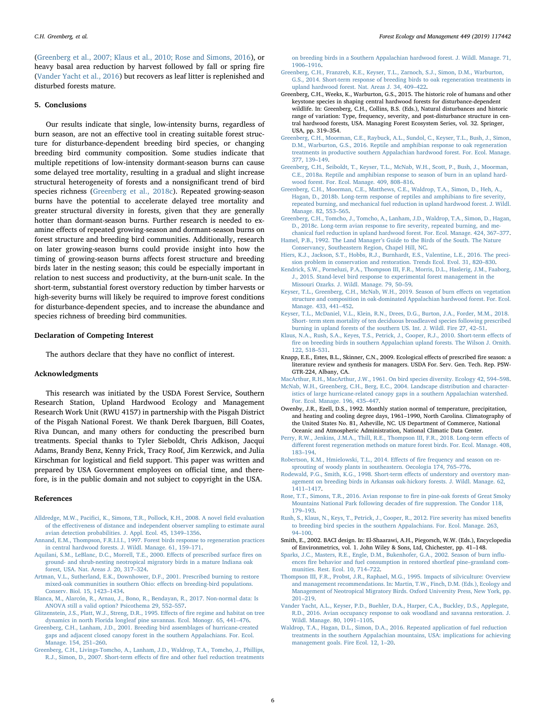(Greenberg et al., 2007; Klaus et al., 2010; Rose and Simons, 2016), or heavy basal area reduction by harvest followed by fall or spring fire (Vander Yacht et al., 2016) but recovers as leaf litter is replenished and disturbed forests mature.

## 5. Conclusions

Our results indicate that single, low-intensity burns, regardless of burn season, are not an effective tool in creating suitable forest structure for disturbance-dependent breeding bird species, or changing breeding bird community composition. Some studies indicate that multiple repetitions of low-intensity dormant-season burns can cause some delayed tree mortality, resulting in a gradual and slight increase structural heterogeneity of forests and a nonsignificant trend of bird species richness (Greenberg et al., 2018c). Repeated growing-season burns have the potential to accelerate delayed tree mortality and greater structural diversity in forests, given that they are generally hotter than dormant-season burns. Further research is needed to examine effects of repeated growing-season and dormant-season burns on forest structure and breeding bird communities. Additionally, research on later growing-season burns could provide insight into how the timing of growing-season burns affects forest structure and breeding birds later in the nesting season; this could be especially important in relation to nest success and productivity, at the burn-unit scale. In the short-term, substantial forest overstory reduction by timber harvests or high-severity burns will likely be required to improve forest conditions for disturbance-dependent species, and to increase the abundance and species richness of breeding bird communities.

## Declaration of Competing Interest

The authors declare that they have no conflict of interest.

## Acknowledgments

This research was initiated by the USDA Forest Service, Southern Research Station, Upland Hardwood Ecology and Management Research Work Unit (RWU 4157) in partnership with the Pisgah District of the Pisgah National Forest. We thank Derek Ibarguen, Bill Coates, Riva Duncan, and many others for conducting the prescribed burn treatments. Special thanks to Tyler Sieboldt, Chris Adkison, Jacqui Adams, Brandy Benz, Kenny Frick, Tracy Roof, Jim Kerzwick, and Julia Kirschman for logistical and field support. This paper was written and prepared by USA Government employees on official time, and therefore, is in the public domain and not subject to copyright in the USA.

## References

Alldredge, M.W., Pacifici, K., Simons, T.R., Pollock, K.H., 2008. A novel field evaluation of the effectiveness of distance and independent observer sampling to estimate aural avian detection probabilities. J. Appl. Ecol. 45, 1349–1356.

Annand, E.M., Thompson, F.R.I.I.I., 1997. Forest birds response to regeneration practices in central hardwood forests. J. Wildl. Manage. 61, 159–171.

Aquilani, S.M., LeBlanc, D.C., Morrell, T.E., 2000. Effects of prescribed surface fires on ground- and shrub-nesting neotropical migratory birds in a mature Indiana oak forest, USA. Nat. Areas J. 20, 317–324.

Artman, V.L., Sutherland, E.K., Downhower, D.F., 2001. Prescribed burning to restore mixed-oak communities in southern Ohio: effects on breeding-bird populations. Conserv. Biol. 15, 1423–1434.

Blanca, M., Alarcón, R., Arnau, J., Bono, R., Bendayan, R., 2017. Non-normal data: Is ANOVA still a valid option? Psicothema 29, 552–557.

Glitzenstein, J.S., Platt, W.J., Streng, D.R., 1995. Effects of fire regime and habitat on tree dynamics in north Florida longleaf pine savannas. Ecol. Monogr. 65, 441–476.

Greenberg, C.H., Lanham, J.D., 2001. Breeding bird assemblages of hurricane-created gaps and adjacent closed canopy forest in the southern Appalachians. For. Ecol. Manage. 154, 251–260.

Greenberg, C.H., Livings-Tomcho, A., Lanham, J.D., Waldrop, T.A., Tomcho, J., Phillips, R.J., Simon, D., 2007. Short-term effects of fire and other fuel reduction treatments on breeding birds in a Southern Appalachian hardwood forest. J. Wildl. Manage. 71, 1906–1916.

Greenberg, C.H., Franzreb, K.E., Keyser, T.L., Zarnoch, S.J., Simon, D.M., Warburton, G.S., 2014. Short-term response of breeding birds to oak regeneration treatments in upland hardwood forest. Nat. Areas J. 34, 409–422.

Greenberg, C.H., Weeks, K., Warburton, G.S., 2015. The historic role of humans and other keystone species in shaping central hardwood forests for disturbance-dependent wildlife. In: Greenberg, C.H., Collins, B.S. (Eds.), Natural disturbances and historic range of variation: Type, frequency, severity, and post-disturbance structure in central hardwood forests, USA. Managing Forest Ecosystem Series, vol. 32. Springer, USA, pp. 319–354.

Greenberg, C.H., Moorman, C.E., Raybuck, A.L., Sundol, C., Keyser, T.L., Bush, J., Simon, D.M., Warburton, G.S., 2016. Reptile and amphibian response to oak regeneration treatments in productive southern Appalachian hardwood forest. For. Ecol. Manage. 377, 139–149.

Greenberg, C.H., Seiboldt, T., Keyser, T.L., McNab, W.H., Scott, P., Bush, J., Moorman, C.E., 2018a. Reptile and amphibian response to season of burn in an upland hardwood forest. For. Ecol. Manage. 409, 808–816.

Greenberg, C.H., Moorman, C.E., Matthews, C.E., Waldrop, T.A., Simon, D., Heh, A., Hagan, D., 2018b. Long-term response of reptiles and amphibians to fire severity, repeated burning, and mechanical fuel reduction in upland hardwood forest. J. Wildl. Manage. 82, 553–565.

Greenberg, C.H., Tomcho, J., Tomcho, A., Lanham, J.D., Waldrop, T.A., Simon, D., Hagan, D., 2018c. Long-term avian response to fire severity, repeated burning, and mechanical fuel reduction in upland hardwood forest. For. Ecol. Manage. 424, 367–377.

Hamel, P.B., 1992. The Land Manager's Guide to the Birds of the South. The Nature Conservancy, Southeastern Region, Chapel Hill, NC.

Hiers, K.J., Jackson, S.T., Hobbs, R.J., Burnhardt, E.S., Valentine, L.E., 2016. The precision problem in conservation and restoration. Trends Ecol. Evol. 31, 820–830.

Kendrick, S.W., Porneluzi, P.A., Thompson III, F.R., Morris, D.L., Haslerig, J.M., Faaborg, J., 2015. Stand-level bird response to experimental forest management in the Missouri Ozarks. J. Wildl. Manage. 79, 50–59.

Keyser, T.L., Greenberg, C.H., McNab, W.H., 2019. Season of burn effects on vegetation structure and composition in oak-dominated Appalachian hardwood forest. For. Ecol. Manage. 433, 441–452.

Keyser, T.L., McDaniel, V.L., Klein, R.N., Drees, D.G., Burton, J.A., Forder, M.M., 2018. Short- term stem mortality of ten deciduous broadleaved species following prescribed burning in upland forests of the southern US. Int. J. Wildl. Fire 27, 42–51.

Klaus, N.A., Rush, S.A., Keyes, T.S., Petrick, J., Cooper, R.J., 2010. Short-term effects of fire on breeding birds in southern Appalachian upland forests. The Wilson J. Ornith. 122, 518–531.

Knapp, E.E., Estes, B.L., Skinner, C.N., 2009. Ecological effects of prescribed fire season: a literature review and synthesis for managers. USDA For. Serv. Gen. Tech. Rep. PSW-GTR-224, Albany, CA.

MacArthur, R.H., MacArthur, J.W., 1961. On bird species diversity. Ecology 42, 594–598.

McNab, W.H., Greenberg, C.H., Berg, E.C., 2004. Landscape distribution and characteristics of large hurricane-related canopy gaps in a southern Appalachian watershed. For. Ecol. Manage. 196, 435–447.

Owenby, J.R., Ezell, D.S., 1992. Monthly station normal of temperature, precipitation, and heating and cooling degree days, 1961–1990, North Carolina. Climatography of the United States No. 81, Asheville, NC. US Department of Commerce, National Oceanic and Atmospheric Administration, National Climatic Data Center.

Perry, R.W., Jenkins, J.M.A., Thill, R.E., Thompson III, F.R., 2018. Long-term effects of different forest regeneration methods on mature forest birds. For. Ecol. Manage. 408, 183–194.

Robertson, K.M., Hmielowski, T.L., 2014. Effects of fire frequency and season on resprouting of woody plants in southeastern. Oecologia 174, 765–776.

Rodewald, P.G., Smith, K.G., 1998. Short-term effects of understory and overstory management on breeding birds in Arkansas oak-hickory forests. J. Wildl. Manage. 62, 1411–1417.

Rose, T.T., Simons, T.R., 2016. Avian response to fire in pine-oak forests of Great Smoky Mountains National Park following decades of fire suppression. The Condor 118, 179–193.

Rush, S., Klaus, N., Keys, T., Petrick, J., Cooper, R., 2012. Fire severity has mixed benefits to breeding bird species in the southern Appalachians. For. Ecol. Manage. 263, 94–100.

Smith, E., 2002. BACI design. In: El-Shaarawi, A.H., Piegorsch, W.W. (Eds.), Encyclopedia of Environmetrics, vol. 1. John Wiley & Sons, Ltd, Chichester, pp. 141–148.

Sparks, J.C., Masters, R.E., Engle, D.M., Bukenhofer, G.A., 2002. Season of burn influences fire behavior and fuel consumption in restored shortleaf pine–grassland communities. Rest. Ecol. 10, 714–722.

Thompson III, F.R., Probst, J.R., Raphael, M.G., 1995. Impacts of silviculture: Overview and management recommendations. In: Martin, T.W., Finch, D.M. (Eds.), Ecology and Management of Neotropical Migratory Birds. Oxford University Press, New York, pp. 201–219.

Vander Yacht, A.L., Keyser, P.D., Buehler, D.A., Harper, C.A., Buckley, D.S., Applegate, R.D., 2016. Avian occupancy response to oak woodland and savanna restoration. J. Wildl. Manage. 80, 1091–1105.

Waldrop, T.A., Hagan, D.L., Simon, D.A., 2016. Repeated application of fuel reduction treatments in the southern Appalachian mountains, USA: implications for achieving management goals. Fire Ecol. 12, 1–20.